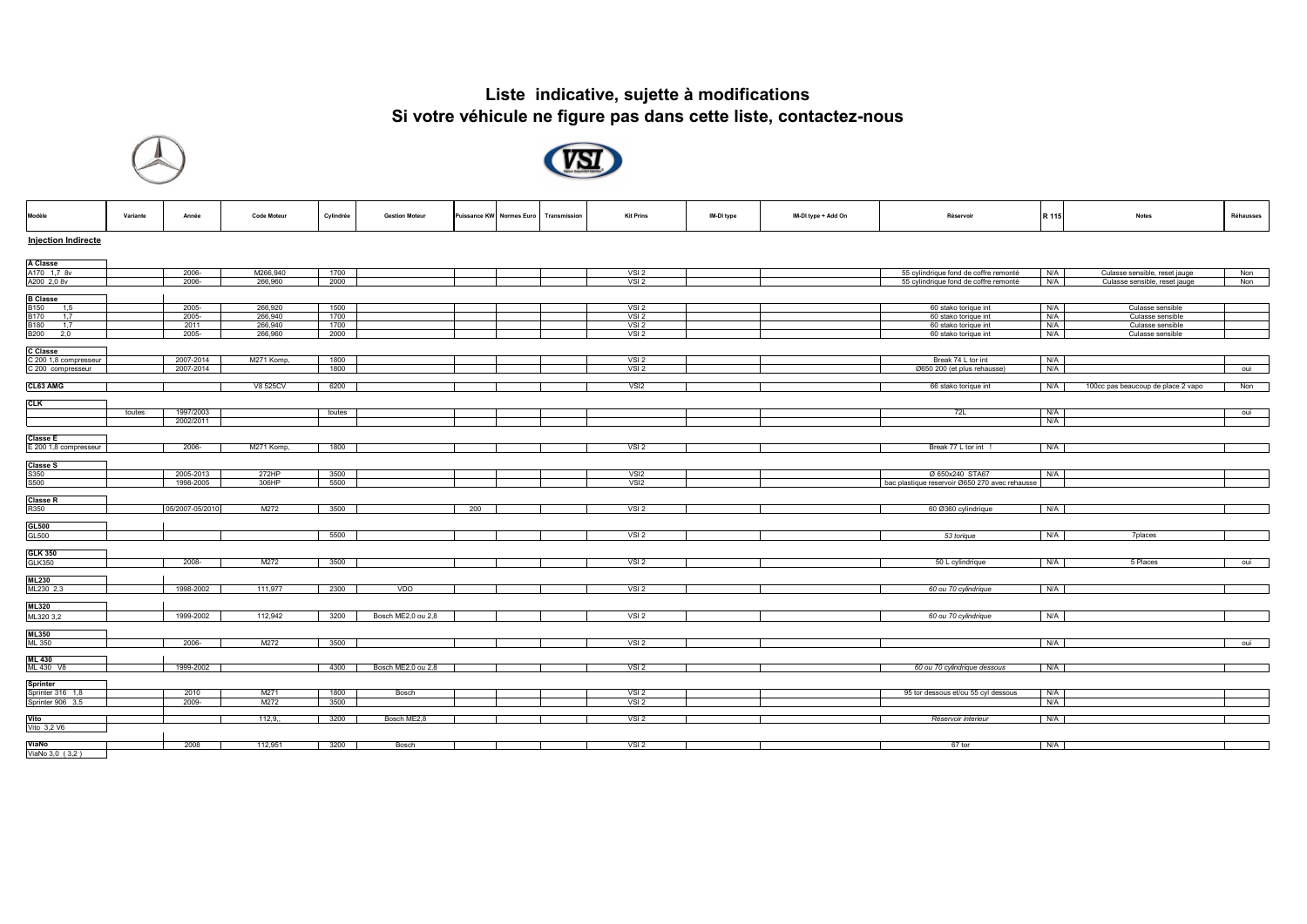# Liste indicative, sujette à modifications
# Si votre véhicule ne figure pas dans cette liste, contactez-nous

| Modèle | Variante | Année | Code Moteur | Cylindrée | Gestion Moteur | Puissance KW | Normes Euro | Transmission | Kit Prins | IM-DI type | IM-DI type + Add On | Réservoir | R 115 | Notes | Réhausses |
|---|---|---|---|---|---|---|---|---|---|---|---|---|---|---|---|
| **Injection Indirecte** | | | | | | | | | | | | | | | |
| **A Classe** | | | | | | | | | | | | | | | |
| A170 1,7 8v | | 2006- | M266,940 | 1700 | | | | | VSI 2 | | | 55 cylindrique fond de coffre remonté | N/A | Culasse sensible, reset jauge | Non |
| A200 2,0 8v | | 2006- | 266,960 | 2000 | | | | | VSI 2 | | | 55 cylindrique fond de coffre remonté | N/A | Culasse sensible, reset jauge | Non |
| **B Classe** | | | | | | | | | | | | | | | |
| B150 1,5 | | 2005- | 266,920 | 1500 | | | | | VSI 2 | | | 60 stako torique int | N/A | Culasse sensible | |
| B170 1,7 | | 2005- | 266,940 | 1700 | | | | | VSI 2 | | | 60 stako torique int | N/A | Culasse sensible | |
| B180 1,7 | | 2011 | 266,940 | 1700 | | | | | VSI 2 | | | 60 stako torique int | N/A | Culasse sensible | |
| B200 2,0 | | 2005- | 266,960 | 2000 | | | | | VSI 2 | | | 60 stako torique int | N/A | Culasse sensible | |
| **C Classe** | | | | | | | | | | | | | | | |
| C 200 1,8 compresseur | | 2007-2014 | M271 Komp, | 1800 | | | | | VSI 2 | | | Break 74 L tor int | N/A | | |
| C 200 compresseur | | 2007-2014 | | 1800 | | | | | VSI 2 | | | Ø650 200 (et plus rehausse) | N/A | | oui |
| **CL63 AMG** | | | V8 525CV | 6200 | | | | | VSI2 | | | 66 stako torique int | N/A | 100cc pas beaucoup de place 2 vapo | Non |
| **CLK** | | | | | | | | | | | | | | | |
| | toutes | 1997/2003 | | toutes | | | | | | | | 72L | N/A | | oui |
| | | 2002/2011 | | | | | | | | | | | N/A | | |
| **Classe E** | | | | | | | | | | | | | | | |
| E 200 1,8 compresseur | | 2006- | M271 Komp, | 1800 | | | | | VSI 2 | | | Break 77 L tor int ! | N/A | | |
| **Classe S** | | | | | | | | | | | | | | | |
| S350 | | 2005-2013 | 272HP | 3500 | | | | | VSI2 | | | Ø 650x240 STA67 | N/A | | |
| S500 | | 1998-2005 | 306HP | 5500 | | | | | VSI2 | | | bac plastique reservoir Ø650 270 avec rehausse | | | |
| **Classe R** | | | | | | | | | | | | | | | |
| R350 | | 05/2007-05/2010 | M272 | 3500 | | 200 | | | VSI 2 | | | 60 Ø360 cylindrique | N/A | | |
| **GL500** | | | | | | | | | | | | | | | |
| GL500 | | | | 5500 | | | | | VSI 2 | | | *53 torique* | N/A | 7places | |
| **GLK 350** | | | | | | | | | | | | | | | |
| GLK350 | | 2008- | M272 | 3500 | | | | | VSI 2 | | | 50 L cylindrique | N/A | 5 Places | oui |
| **ML230** | | | | | | | | | | | | | | | |
| ML230 2,3 | | 1998-2002 | 111,977 | 2300 | VDO | | | | VSI 2 | | | *60 ou 70 cylindrique* | N/A | | |
| **ML320** | | | | | | | | | | | | | | | |
| ML320 3,2 | | 1999-2002 | 112,942 | 3200 | Bosch ME2,0 ou 2,8 | | | | VSI 2 | | | *60 ou 70 cylindrique* | N/A | | |
| **ML350** | | | | | | | | | | | | | | | |
| ML 350 | | 2006- | M272 | 3500 | | | | | VSI 2 | | | | N/A | | oui |
| **ML 430** | | | | | | | | | | | | | | | |
| ML 430 V8 | | 1999-2002 | | 4300 | Bosch ME2,0 ou 2,8 | | | | VSI 2 | | | *60 ou 70 cylindrique dessous* | N/A | | |
| **Sprinter** | | | | | | | | | | | | | | | |
| Sprinter 316 1,8 | | 2010 | M271 | 1800 | Bosch | | | | VSI 2 | | | 95 tor dessous et/ou 55 cyl dessous | N/A | | |
| Sprinter 906 3,5 | | 2009- | M272 | 3500 | | | | | VSI 2 | | | | N/A | | |
| **Vito** | | | 112,9,, | 3200 | Bosch ME2,8 | | | | VSI 2 | | | *Réservoir interieur* | N/A | | |
| Vito 3,2 V6 | | | | | | | | | | | | | | | |
| **ViaNo** | | 2008 | 112,951 | 3200 | Bosch | | | | VSI 2 | | | 67 tor | N/A | | |
| ViaNo 3,0 ( 3,2 ) | | | | | | | | | | | | | | | |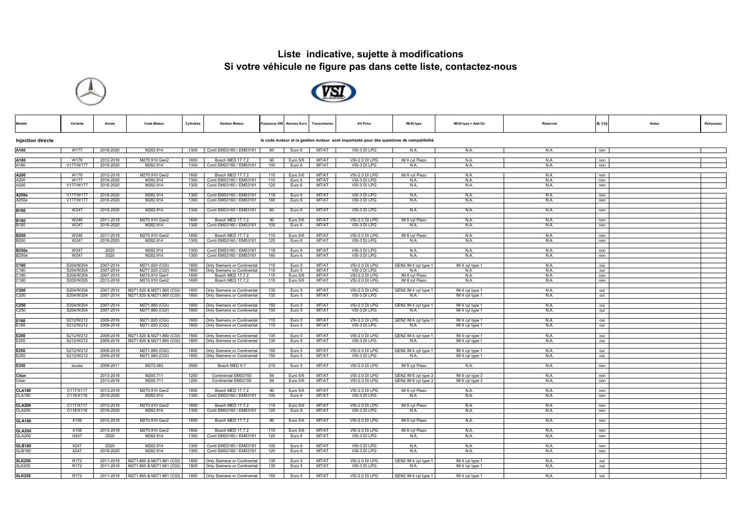# Liste indicative, sujette à modifications
# Si votre véhicule ne figure pas dans cette liste, contactez-nous

| Modèle | Variante | Année | Code Moteur | Cylindrée | Gestion Moteur | Puissance KW | Normes Euro | Transmission | Kit Prins | IM-DI type | IM-DI type + Add On | Réservoir | R 115 | Notes | Réhausses |
|---|---|---|---|---|---|---|---|---|---|---|---|---|---|---|---|
| **Injection directe** | | | | | | le code moteur et la gestion moteur sont importants pour des questions de compatibilité | | | | | | | | | |
| **A160** | W177 | 2018-2020 | M282.914 | 1300 | Conti EMS3160 / EMS3161 | 80 | Euro 6 | MT/AT | VSI-3 DI LPG | N.A. | N.A. | N.A. | non | | |
| **A180** | W176 | 2012-2018 | M270.910 Gen2 | 1600 | Bosch MED 17.7.2 | 90 | Euro 5/6 | MT/AT | VSI-2.0 DI LPG | IM 6 cyl Piezo | N.A. | N.A. | non | | |
| A180 | V177/W177 | 2018-2020 | M282.914 | 1300 | Conti EMS3160 / EMS3161 | 100 | Euro 6 | MT/AT | VSI-3 DI LPG | N.A. | N.A. | N.A. | non | | |
| **A200** | W176 | 2012-2018 | M270.910 Gen2 | 1600 | Bosch MED 17.7.2 | 115 | Euro 5/6 | MT/AT | VSI-2.0 DI LPG | IM 6 cyl Piezo | N.A. | N.A. | non | | |
| A200 | W177 | 2018-2020 | M282.914 | 1300 | Conti EMS3160 / EMS3161 | 110 | Euro 6 | MT/AT | VSI-3 DI LPG | N.A. | N.A. | N.A. | non | | |
| A200 | V177/W177 | 2018-2020 | M282.914 | 1300 | Conti EMS3160 / EMS3161 | 120 | Euro 6 | MT/AT | VSI-3 DI LPG | N.A. | N.A. | N.A. | non | | |
| **A250e** | V177/W177 | 2018-2020 | M282.914 | 1300 | Conti EMS3160 / EMS3161 | 118 | Euro 6 | MT/AT | VSI-3 DI LPG | N.A. | N.A. | N.A. | non | | |
| A250e | V177/W177 | 2018-2020 | M282.914 | 1300 | Conti EMS3160 / EMS3161 | 160 | Euro 6 | MT/AT | VSI-3 DI LPG | N.A. | N.A. | N.A. | non | | |
| **B160** | W247 | 2019-2020 | M282.914 | 1300 | Conti EMS3160 / EMS3161 | 80 | Euro 6 | MT/AT | VSI-3 DI LPG | N.A. | N.A. | N.A. | non | | |
| **B180** | W246 | 2011-2018 | M270.910 Gen2 | 1600 | Bosch MED 17.7.2 | 90 | Euro 5/6 | MT/AT | VSI-2.0 DI LPG | IM 6 cyl Piezo | N.A. | N.A. | non | | |
| B180 | W247 | 2018-2020 | M282.914 | 1300 | Conti EMS3160 / EMS3161 | 100 | Euro 6 | MT/AT | VSI-3 DI LPG | N.A. | N.A. | N.A. | non | | |
| **B200** | W246 | 2011-2018 | M270.910 Gen2 | 1600 | Bosch MED 17.7.2 | 115 | Euro 5/6 | MT/AT | VSI-2.0 DI LPG | IM 6 cyl Piezo | N.A. | N.A. | non | | |
| B200 | W247 | 2018-2020 | M282.914 | 1300 | Conti EMS3160 / EMS3161 | 120 | Euro 6 | MT/AT | VSI-3 DI LPG | N.A. | N.A. | N.A. | non | | |
| **B250e** | W247 | 2020 | M282.914 | 1300 | Conti EMS3160 / EMS3161 | 118 | Euro 6 | MT/AT | VSI-3 DI LPG | N.A. | N.A. | N.A. | non | | |
| B250e | W247 | 2020 | M282.914 | 1300 | Conti EMS3160 / EMS3161 | 160 | Euro 6 | MT/AT | VSI-3 DI LPG | N.A. | N.A. | N.A. | non | | |
| **C180** | S204/W204 | 2007-2014 | M271.820 (CGI) | 1800 | Only Siemens or Continental | 115 | Euro 5 | MT/AT | VSI-2.0 DI LPG | GEN2 IM 4 cyl type 1 | IM 4 cyl type 1 | N.A. | oui | | |
| C180 | S204/W204 | 2007-2014 | M271.820 (CGI) | 1800 | Only Siemens or Continental | 115 | Euro 5 | MT/AT | VSI-3 DI LPG | N.A. | N.A. | N.A. | oui | | |
| C180 | S204/W204 | 2007-2014 | M274.910 Gen1 | 1600 | Bosch MED 17.7.2 | 115 | Euro 5/6 | MT/AT | VSI-2.0 DI LPG | IM 6 cyl Piezo | N.A. | N.A. | non | | |
| C180 | S205/W205 | 2013-2018 | M274.910 Gen2 | 1600 | Bosch MED 17.7.2 | 115 | Euro 5/6 | MT/AT | VSI-2.0 DI LPG | IM 6 cyl Piezo | N.A. | N.A. | non | | |
| **C200** | S204/W204 | 2007-2014 | M271.820 & M271.860 (CGI) | 1800 | Only Siemens or Continental | 135 | Euro 5 | MT/AT | VSI-2.0 DI LPG | GEN2 IM 4 cyl type 1 | IM 4 cyl type 1 | N.A. | oui | | |
| C200 | S204/W204 | 2007-2014 | M271.820 & M271.860 (CGI) | 1800 | Only Siemens or Continental | 135 | Euro 5 | MT/AT | VSI-3 DI LPG | N.A. | IM 4 cyl type 1 | N.A. | oui | | |
| **C250** | S204/W204 | 2007-2014 | M271.860 (CGI) | 1800 | Only Siemens or Continental | 150 | Euro 5 | MT/AT | VSI-2.0 DI LPG | GEN2 IM 4 cyl type 1 | IM 4 cyl type 1 | N.A. | oui | | |
| C250 | S204/W204 | 2007-2014 | M271.860 (CGI) | 1800 | Only Siemens or Continental | 150 | Euro 5 | MT/AT | VSI-3 DI LPG | N.A. | IM 4 cyl type 1 | N.A. | oui | | |
| **E180** | S212/W212 | 2009-2018 | M271.820 (CGI) | 1800 | Only Siemens or Continental | 115 | Euro 5 | MT/AT | VSI-2.0 DI LPG | GEN2 IM 4 cyl type 1 | IM 4 cyl type 1 | N.A. | oui | | |
| E180 | S212/W212 | 2009-2018 | M271.820 (CGI) | 1800 | Only Siemens or Continental | 115 | Euro 5 | MT/AT | VSI-3 DI LPG | N.A. | IM 4 cyl type 1 | N.A. | oui | | |
| **E200** | S212/W212 | 2009-2018 | M271.820 & M271.860 (CGI) | 1800 | Only Siemens or Continental | 135 | Euro 5 | MT/AT | VSI-2.0 DI LPG | GEN2 IM 4 cyl type 1 | IM 4 cyl type 1 | N.A. | oui | | |
| E200 | S212/W212 | 2009-2018 | M271.820 & M271.860 (CGI) | 1800 | Only Siemens or Continental | 135 | Euro 5 | MT/AT | VSI-3 DI LPG | N.A. | IM 4 cyl type 1 | N.A. | oui | | |
| **E250** | S212/W212 | 2009-2018 | M271.860 (CGI) | 1800 | Only Siemens or Continental | 150 | Euro 5 | MT/AT | VSI-2.0 DI LPG | GEN2 IM 4 cyl type 1 | IM 4 cyl type 1 | N.A. | oui | | |
| E250 | S212/W212 | 2009-2018 | M271.860 (CGI) | 1800 | Only Siemens or Continental | 150 | Euro 5 | MT/AT | VSI-3 DI LPG | N.A. | IM 4 cyl type 1 | N.A. | oui | | |
| **E350** | toutes | 2009-2011 | M272.983 | 3500 | Bosch MED 9.7 | 215 | Euro 5 | MT/AT | VSI-2.0 DI LPG | IM 6 cyl Piezo | N.A. | N.A. | non | | |
| **Citan** | | 2013-2018 | M200.711 | 1200 | Continental EMS3150 | 84 | Euro 5/6 | MT/AT | VSI-2.0 DI LPG | GEN2 IM 6 cyl type 3 | IM 4 cyl type 3 | N.A. | non | | |
| Citan | | 2013-2018 | M200.711 | 1200 | Continental EMS3155 | 84 | Euro 5/6 | MT/AT | VSI-2.0 DI LPG | GEN2 IM 6 cyl type 3 | IM 6 cyl type 3 | N.A. | non | | |
| **CLA180** | C117/X117 | 2013-2018 | M270.910 Gen2 | 1600 | Bosch MED 17.7.2 | 90 | Euro 5/6 | MT/AT | VSI-2.0 DI LPG | IM 6 cyl Piezo | N.A. | N.A. | non | | |
| CLA180 | C118/X118 | 2019-2020 | M282.914 | 1300 | Conti EMS3160 / EMS3161 | 100 | Euro 6 | MT/AT | VSI-3 DI LPG | N.A. | N.A. | N.A. | non | | |
| **CLA200** | C117/X117 | 2013-2018 | M270.910 Gen2 | 1600 | Bosch MED 17.7.2 | 115 | Euro 5/6 | MT/AT | VSI-2.0 DI LPG | IM 6 cyl Piezo | N.A. | N.A. | non | | |
| CLA200 | C118/X118 | 2019-2020 | M282.914 | 1300 | Conti EMS3160 / EMS3161 | 120 | Euro 6 | MT/AT | VSI-3 DI LPG | N.A. | N.A. | N.A. | non | | |
| **GLA180** | X156 | 2015-2018 | M270.910 Gen2 | 1600 | Bosch MED 17.7.2 | 90 | Euro 5/6 | MT/AT | VSI-2.0 DI LPG | IM 6 cyl Piezo | N.A. | N.A. | non | | |
| **GLA200** | X156 | 2013-2018 | M270.910 Gen2 | 1600 | Bosch MED 17.7.2 | 115 | Euro 5/6 | MT/AT | VSI-2.0 DI LPG | IM 6 cyl Piezo | N.A. | N.A. | non | | |
| GLA200 | H247 | 2020 | M282.914 | 1300 | Conti EMS3160 / EMS3161 | 120 | Euro 6 | MT/AT | VSI-3 DI LPG | N.A. | N.A. | N.A. | non | | |
| **GLB180** | X247 | 2020 | M282.914 | 1300 | Conti EMS3160 / EMS3161 | 100 | Euro 6 | MT/AT | VSI-3 DI LPG | N.A. | N.A. | N.A. | non | | |
| GLB180 | X247 | 2019-2020 | M282.914 | 1300 | Conti EMS3160 / EMS3161 | 120 | Euro 6 | MT/AT | VSI-3 DI LPG | N.A. | N.A. | N.A. | non | | |
| **SLK200** | R172 | 2011-2018 | M271.860 & M271.861 (CGI) | 1800 | Only Siemens or Continental | 135 | Euro 5 | MT/AT | VSI-2.0 DI LPG | GEN2 IM 4 cyl type 1 | IM 4 cyl type 1 | N.A. | oui | | |
| SLK200 | R172 | 2011-2018 | M271.860 & M271.861 (CGI) | 1800 | Only Siemens or Continental | 135 | Euro 5 | MT/AT | VSI-3 DI LPG | N.A. | IM 4 cyl type 1 | N.A. | oui | | |
| **SLK250** | R172 | 2011-2018 | M271.860 & M271.861 (CGI) | 1800 | Only Siemens or Continental | 150 | Euro 5 | MT/AT | VSI-2.0 DI LPG | GEN2 IM 4 cyl type 1 | IM 4 cyl type 1 | N.A. | oui | | |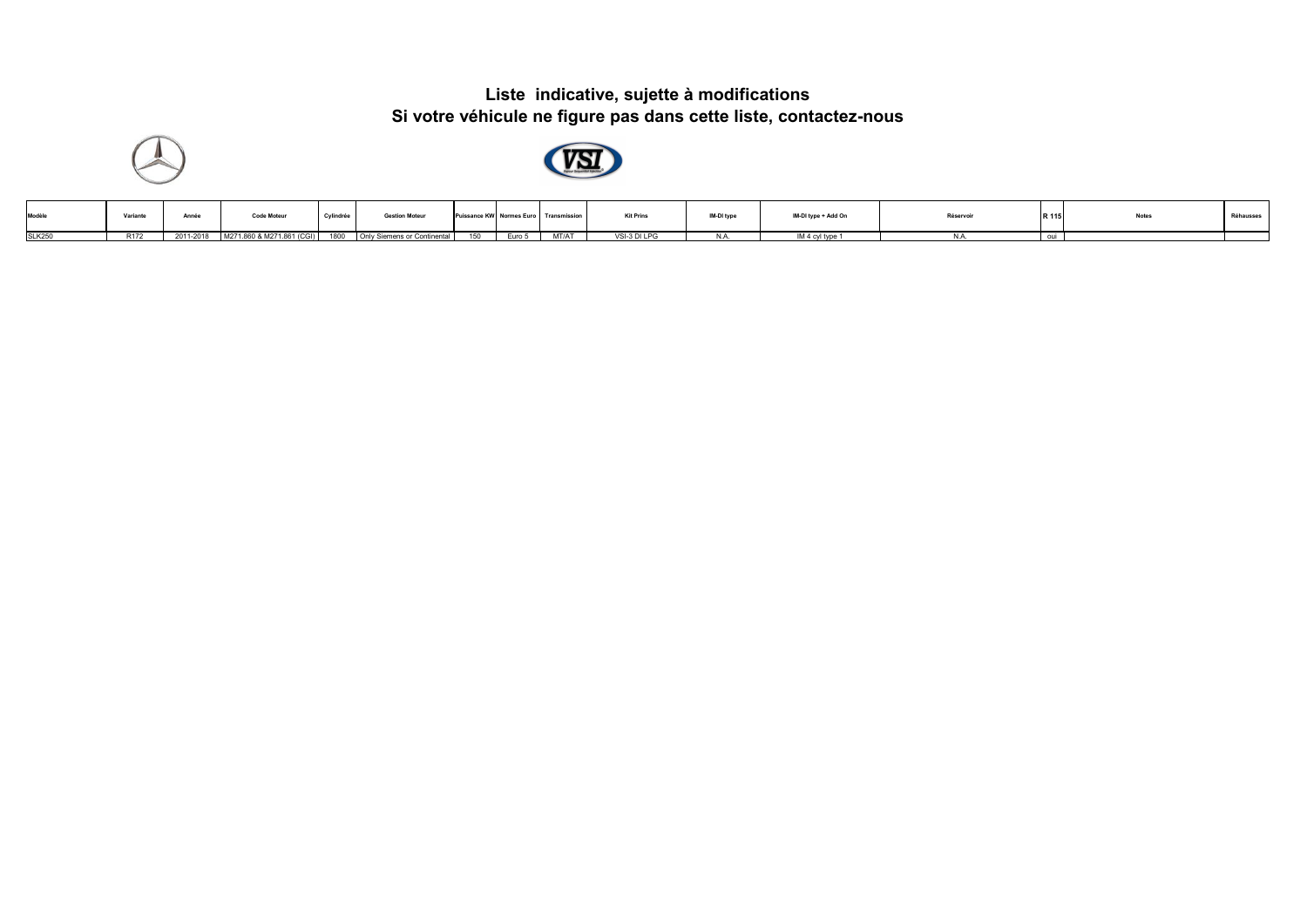**Liste indicative, sujette à modifications**
**Si votre véhicule ne figure pas dans cette liste, contactez-nous**

| Modèle | Variante | Année | Code Moteur | Cylindrée | Gestion Moteur | Puissance KW | Normes Euro | Transmission | Kit Prins | IM-DI type | IM-DI type + Add On | Réservoir | R 115 | Notes | Réhausses |
|---|---|---|---|---|---|---|---|---|---|---|---|---|---|---|---|
| SLK250 | R172 | 2011-2018 | M271.860 & M271.861 (CGI) | 1800 | Only Siemens or Continental | 150 | Euro 5 | MT/AT | VSI-3 DI LPG | N.A. | IM 4 cyl type 1 | N.A. | oui | | |